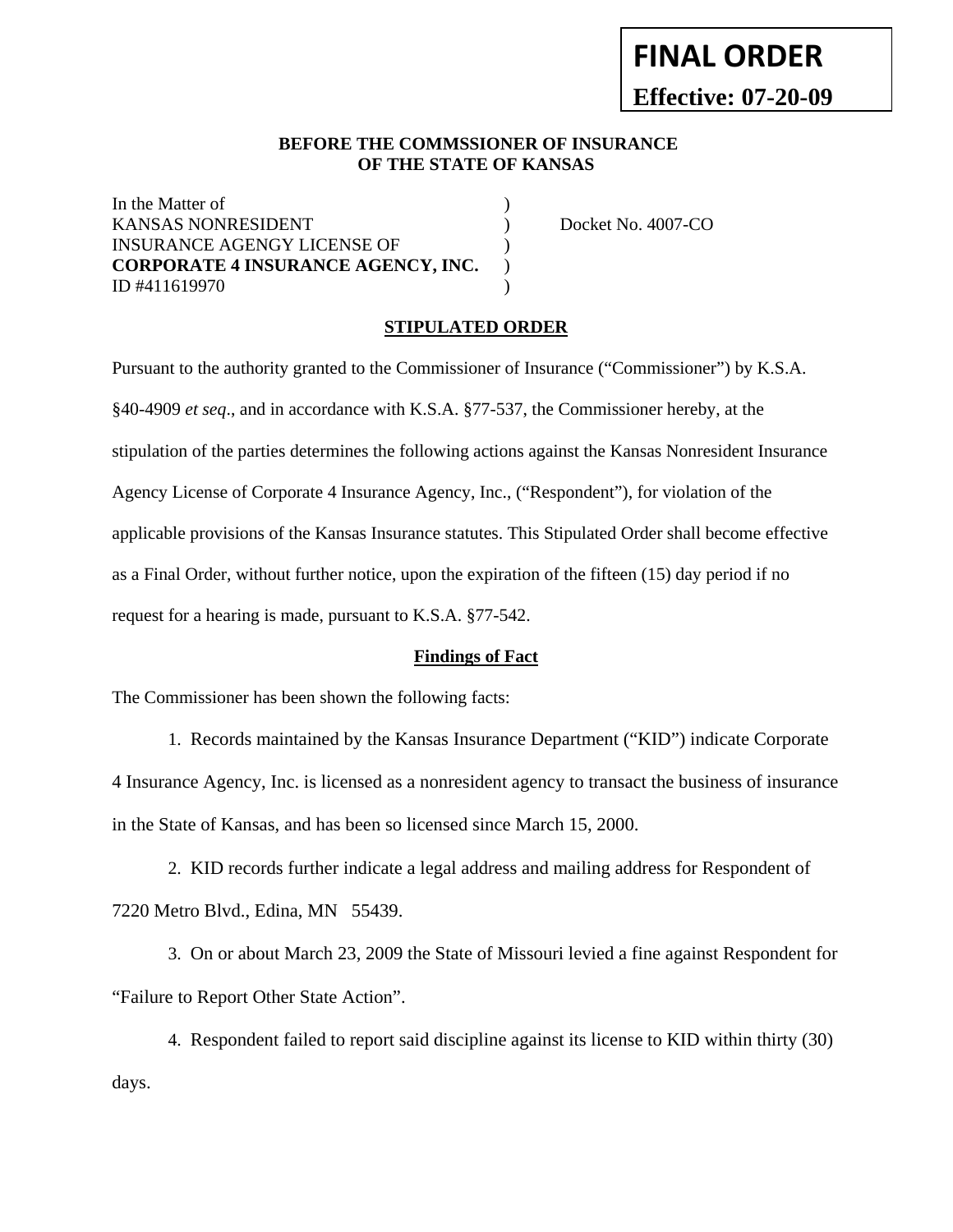**FINAL ORDER**

**Effective: 07-20-09**

**BEFORE THE COMMSSIONER OF INSURANCE OF THE STATE OF KANSAS**

In the Matter of )
KANSAS NONRESIDENT ) Docket No. 4007-CO
INSURANCE AGENGY LICENSE OF )
**CORPORATE 4 INSURANCE AGENCY, INC.** )
ID #411619970 )

## STIPULATED ORDER

Pursuant to the authority granted to the Commissioner of Insurance ("Commissioner") by K.S.A. §40-4909 *et seq*., and in accordance with K.S.A. §77-537, the Commissioner hereby, at the stipulation of the parties determines the following actions against the Kansas Nonresident Insurance Agency License of Corporate 4 Insurance Agency, Inc., ("Respondent"), for violation of the applicable provisions of the Kansas Insurance statutes. This Stipulated Order shall become effective as a Final Order, without further notice, upon the expiration of the fifteen (15) day period if no request for a hearing is made, pursuant to K.S.A. §77-542.

### Findings of Fact

The Commissioner has been shown the following facts:

1. Records maintained by the Kansas Insurance Department ("KID") indicate Corporate 4 Insurance Agency, Inc. is licensed as a nonresident agency to transact the business of insurance in the State of Kansas, and has been so licensed since March 15, 2000.

2. KID records further indicate a legal address and mailing address for Respondent of 7220 Metro Blvd., Edina, MN 55439.

3. On or about March 23, 2009 the State of Missouri levied a fine against Respondent for "Failure to Report Other State Action".

4. Respondent failed to report said discipline against its license to KID within thirty (30) days.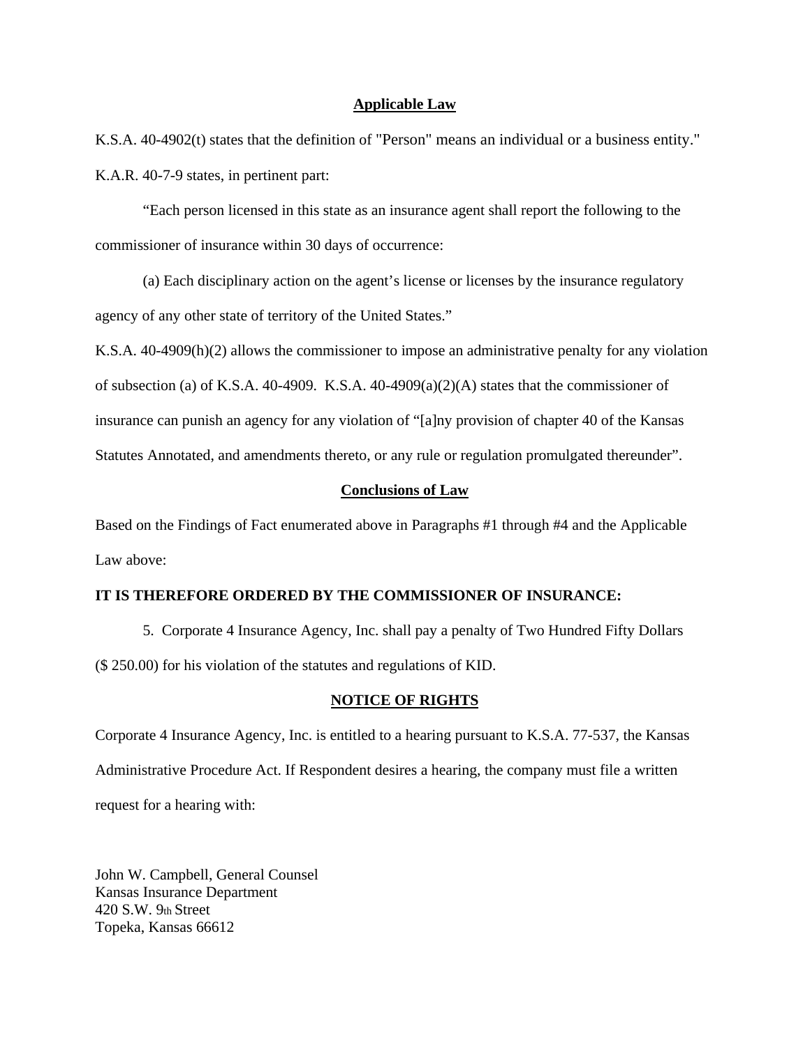## Applicable Law

K.S.A. 40-4902(t) states that the definition of "Person" means an individual or a business entity."

K.A.R. 40-7-9 states, in pertinent part:

"Each person licensed in this state as an insurance agent shall report the following to the commissioner of insurance within 30 days of occurrence:

(a) Each disciplinary action on the agent's license or licenses by the insurance regulatory agency of any other state of territory of the United States."

K.S.A. 40-4909(h)(2) allows the commissioner to impose an administrative penalty for any violation of subsection (a) of K.S.A. 40-4909. K.S.A. 40-4909(a)(2)(A) states that the commissioner of insurance can punish an agency for any violation of "[a]ny provision of chapter 40 of the Kansas Statutes Annotated, and amendments thereto, or any rule or regulation promulgated thereunder".

## Conclusions of Law

Based on the Findings of Fact enumerated above in Paragraphs #1 through #4 and the Applicable Law above:

**IT IS THEREFORE ORDERED BY THE COMMISSIONER OF INSURANCE:**

5. Corporate 4 Insurance Agency, Inc. shall pay a penalty of Two Hundred Fifty Dollars ($ 250.00) for his violation of the statutes and regulations of KID.

## NOTICE OF RIGHTS

Corporate 4 Insurance Agency, Inc. is entitled to a hearing pursuant to K.S.A. 77-537, the Kansas Administrative Procedure Act. If Respondent desires a hearing, the company must file a written request for a hearing with:

John W. Campbell, General Counsel
Kansas Insurance Department
420 S.W. 9th Street
Topeka, Kansas 66612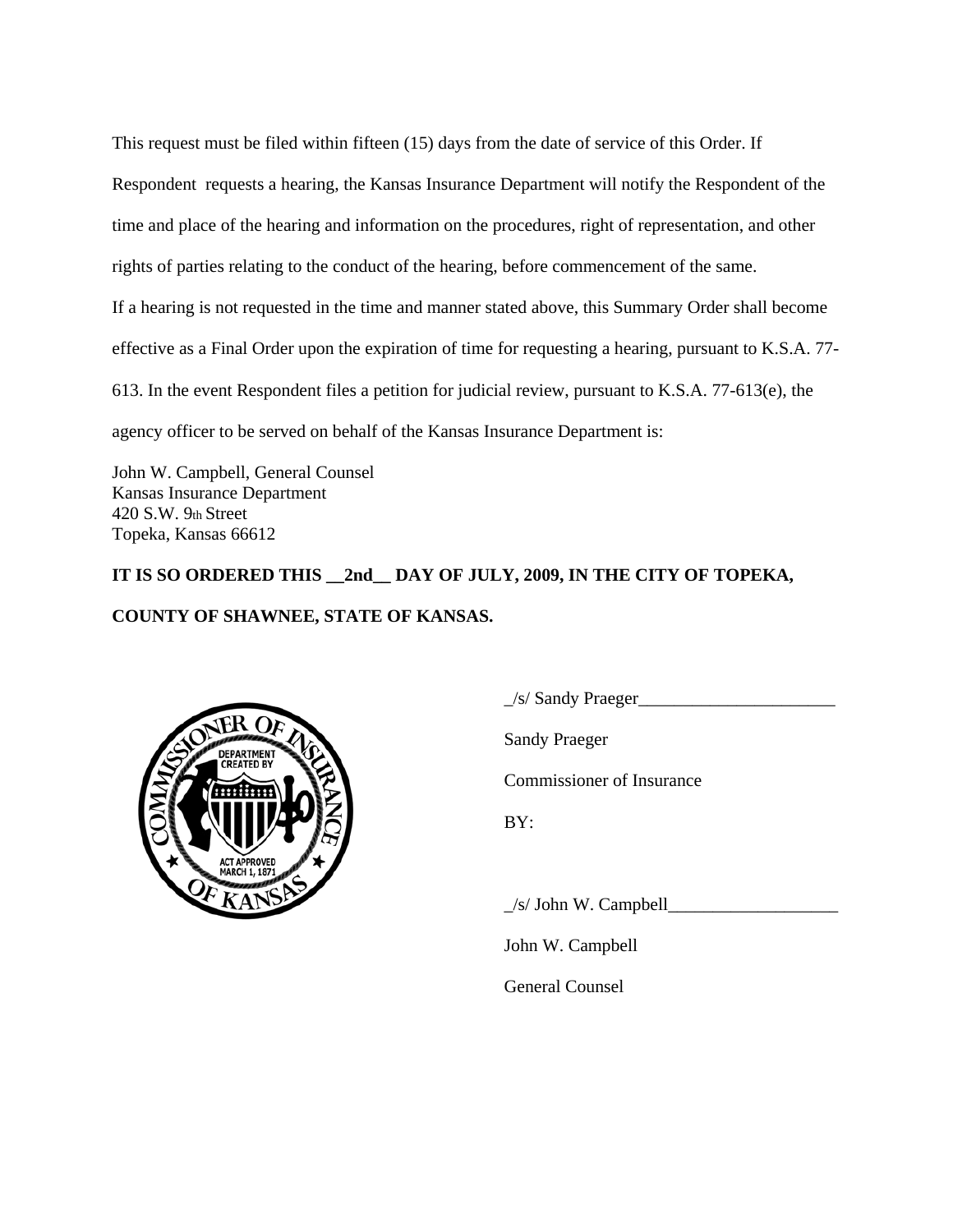This request must be filed within fifteen (15) days from the date of service of this Order. If Respondent requests a hearing, the Kansas Insurance Department will notify the Respondent of the time and place of the hearing and information on the procedures, right of representation, and other rights of parties relating to the conduct of the hearing, before commencement of the same.

If a hearing is not requested in the time and manner stated above, this Summary Order shall become effective as a Final Order upon the expiration of time for requesting a hearing, pursuant to K.S.A. 77-613. In the event Respondent files a petition for judicial review, pursuant to K.S.A. 77-613(e), the agency officer to be served on behalf of the Kansas Insurance Department is:

John W. Campbell, General Counsel
Kansas Insurance Department
420 S.W. 9th Street
Topeka, Kansas 66612

**IT IS SO ORDERED THIS __2nd__ DAY OF JULY, 2009, IN THE CITY OF TOPEKA, COUNTY OF SHAWNEE, STATE OF KANSAS.**

_/s/ Sandy Praeger______________________

Sandy Praeger

Commissioner of Insurance

BY:

_/s/ John W. Campbell___________________

John W. Campbell

General Counsel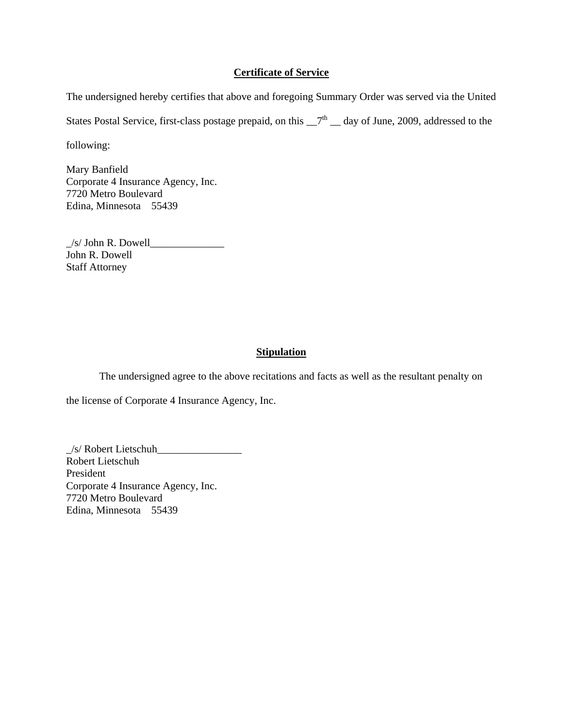**Certificate of Service**

The undersigned hereby certifies that above and foregoing Summary Order was served via the United States Postal Service, first-class postage prepaid, on this __7th __ day of June, 2009, addressed to the following:

Mary Banfield
Corporate 4 Insurance Agency, Inc.
7720 Metro Boulevard
Edina, Minnesota 55439

_/s/ John R. Dowell______________
John R. Dowell
Staff Attorney

**Stipulation**

The undersigned agree to the above recitations and facts as well as the resultant penalty on the license of Corporate 4 Insurance Agency, Inc.

_/s/ Robert Lietschuh________________
Robert Lietschuh
President
Corporate 4 Insurance Agency, Inc.
7720 Metro Boulevard
Edina, Minnesota 55439